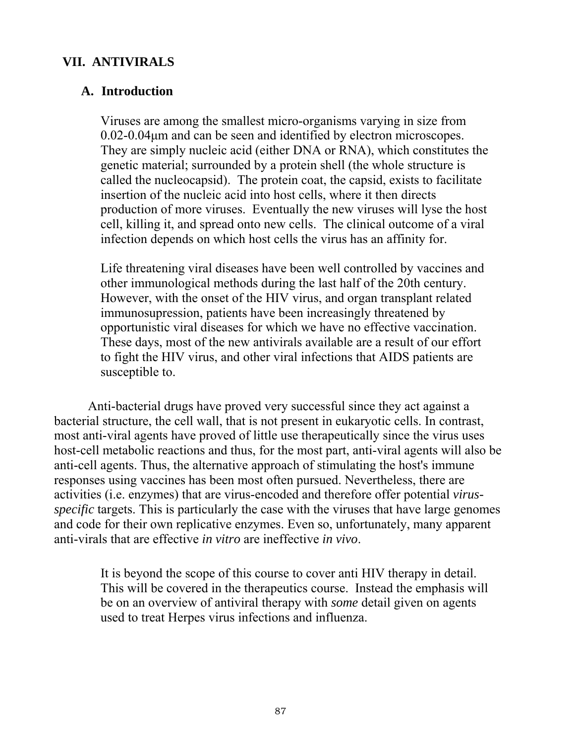## VII. ANTIVIRALS

### A. Introduction

Viruses are among the smallest micro-organisms varying in size from 0.02-0.04μm and can be seen and identified by electron microscopes. They are simply nucleic acid (either DNA or RNA), which constitutes the genetic material; surrounded by a protein shell (the whole structure is called the nucleocapsid). The protein coat, the capsid, exists to facilitate insertion of the nucleic acid into host cells, where it then directs production of more viruses. Eventually the new viruses will lyse the host cell, killing it, and spread onto new cells. The clinical outcome of a viral infection depends on which host cells the virus has an affinity for.

Life threatening viral diseases have been well controlled by vaccines and other immunological methods during the last half of the 20th century. However, with the onset of the HIV virus, and organ transplant related immunosupression, patients have been increasingly threatened by opportunistic viral diseases for which we have no effective vaccination. These days, most of the new antivirals available are a result of our effort to fight the HIV virus, and other viral infections that AIDS patients are susceptible to.

Anti-bacterial drugs have proved very successful since they act against a bacterial structure, the cell wall, that is not present in eukaryotic cells. In contrast, most anti-viral agents have proved of little use therapeutically since the virus uses host-cell metabolic reactions and thus, for the most part, anti-viral agents will also be anti-cell agents. Thus, the alternative approach of stimulating the host's immune responses using vaccines has been most often pursued. Nevertheless, there are activities (i.e. enzymes) that are virus-encoded and therefore offer potential *virus-specific* targets. This is particularly the case with the viruses that have large genomes and code for their own replicative enzymes. Even so, unfortunately, many apparent anti-virals that are effective *in vitro* are ineffective *in vivo*.

It is beyond the scope of this course to cover anti HIV therapy in detail. This will be covered in the therapeutics course. Instead the emphasis will be on an overview of antiviral therapy with *some* detail given on agents used to treat Herpes virus infections and influenza.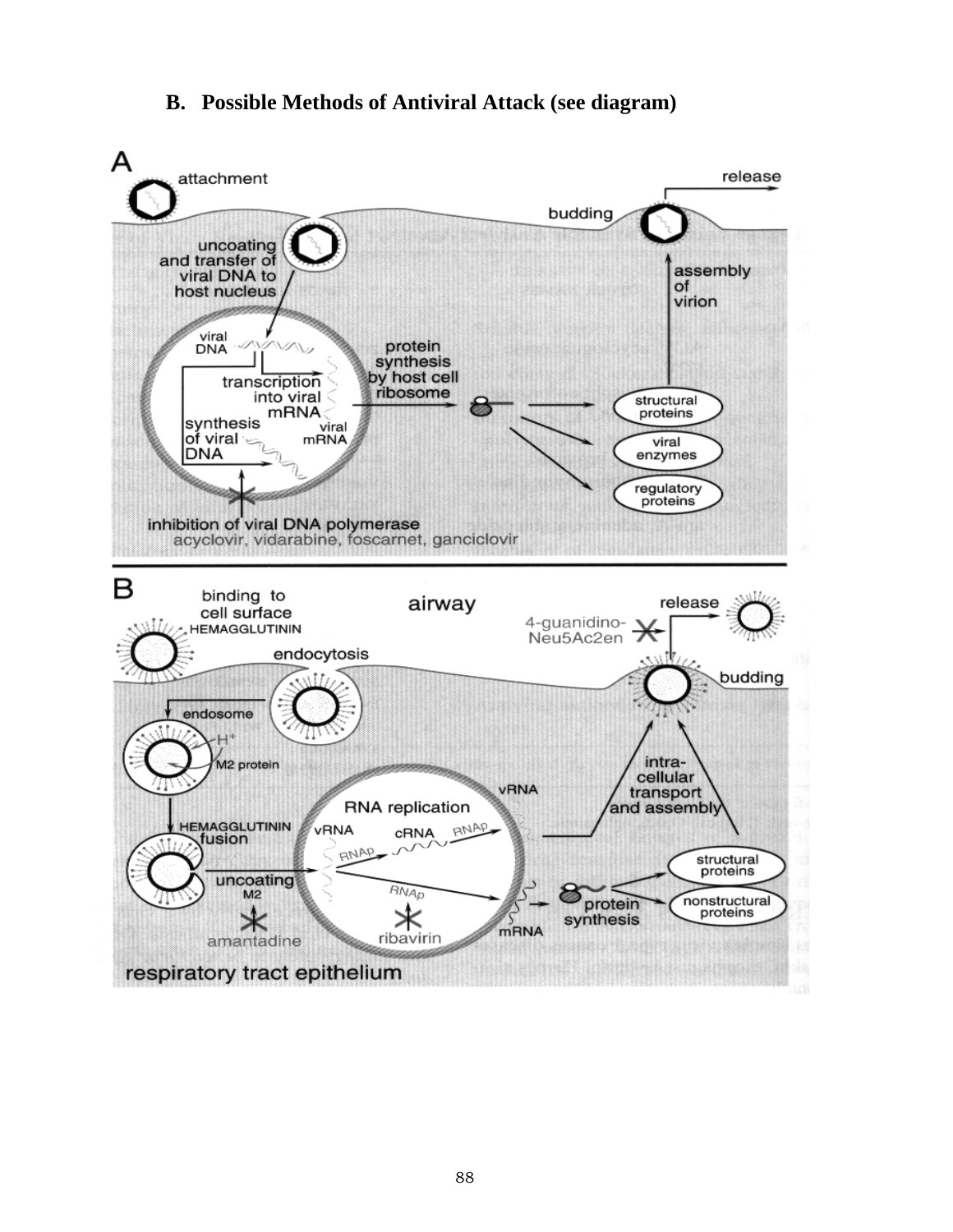## B. Possible Methods of Antiviral Attack (see diagram)

A

attachment

release

budding

uncoating and transfer of viral DNA to host nucleus

assembly of virion

viral DNA

protein synthesis by host cell ribosome

transcription into viral mRNA

synthesis of viral DNA

viral mRNA

structural proteins

viral enzymes

regulatory proteins

inhibition of viral DNA polymerase
acyclovir, vidarabine, foscarnet, ganciclovir

B

binding to cell surface
HEMAGGLUTININ

airway

release

4-guanidino-Neu5Ac2en

endocytosis

budding

endosome

$H^+$

M2 protein

intra-cellular transport and assembly

vRNA

RNA replication

HEMAGGLUTININ fusion

vRNA

cRNA

RNAp

RNAp

uncoating
M2

RNAp

structural proteins

nonstructural proteins

protein synthesis

mRNA

amantadine

ribavirin

respiratory tract epithelium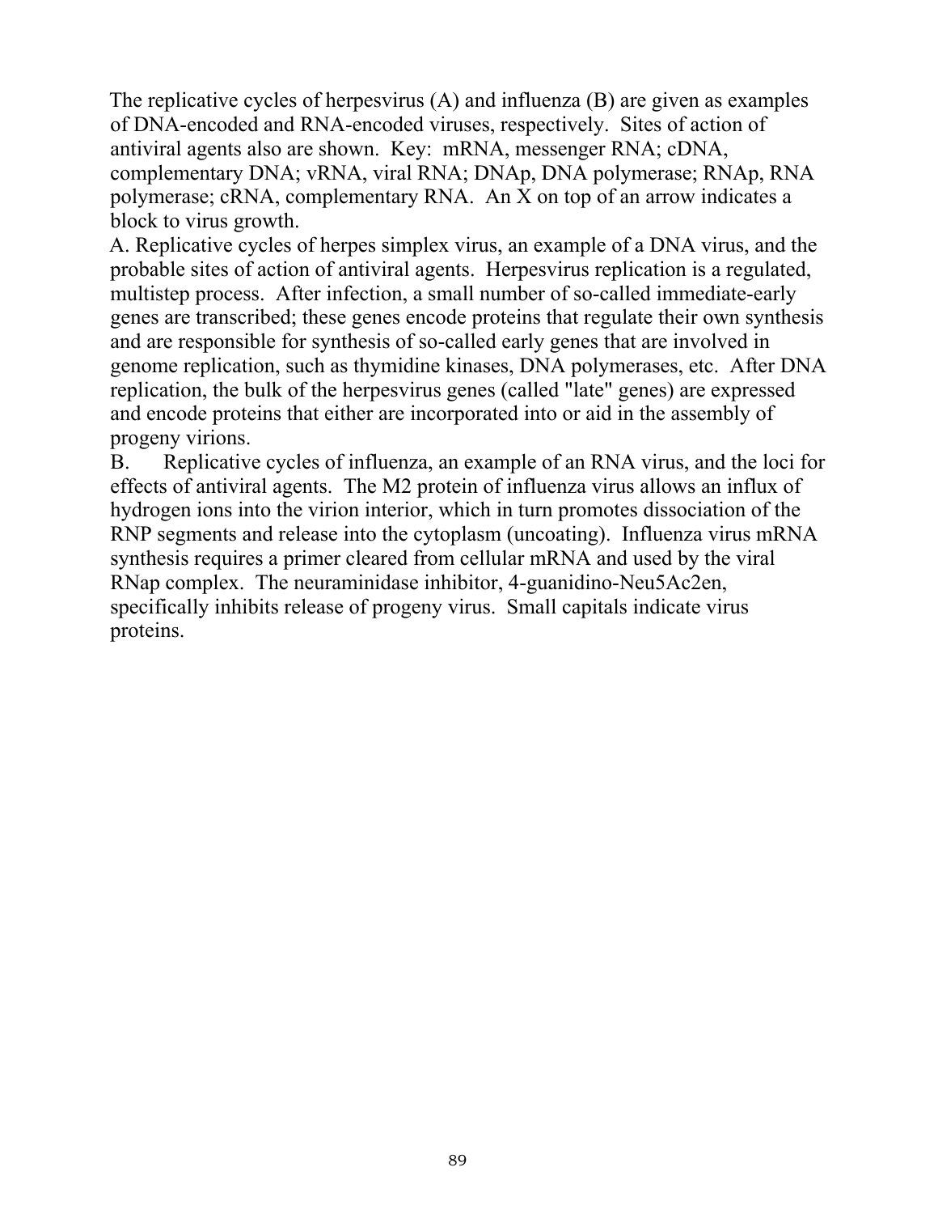The replicative cycles of herpesvirus (A) and influenza (B) are given as examples of DNA-encoded and RNA-encoded viruses, respectively. Sites of action of antiviral agents also are shown. Key: mRNA, messenger RNA; cDNA, complementary DNA; vRNA, viral RNA; DNAp, DNA polymerase; RNAp, RNA polymerase; cRNA, complementary RNA. An X on top of an arrow indicates a block to virus growth.

A. Replicative cycles of herpes simplex virus, an example of a DNA virus, and the probable sites of action of antiviral agents. Herpesvirus replication is a regulated, multistep process. After infection, a small number of so-called immediate-early genes are transcribed; these genes encode proteins that regulate their own synthesis and are responsible for synthesis of so-called early genes that are involved in genome replication, such as thymidine kinases, DNA polymerases, etc. After DNA replication, the bulk of the herpesvirus genes (called "late" genes) are expressed and encode proteins that either are incorporated into or aid in the assembly of progeny virions.

B. Replicative cycles of influenza, an example of an RNA virus, and the loci for effects of antiviral agents. The M2 protein of influenza virus allows an influx of hydrogen ions into the virion interior, which in turn promotes dissociation of the RNP segments and release into the cytoplasm (uncoating). Influenza virus mRNA synthesis requires a primer cleared from cellular mRNA and used by the viral RNap complex. The neuraminidase inhibitor, 4-guanidino-Neu5Ac2en, specifically inhibits release of progeny virus. Small capitals indicate virus proteins.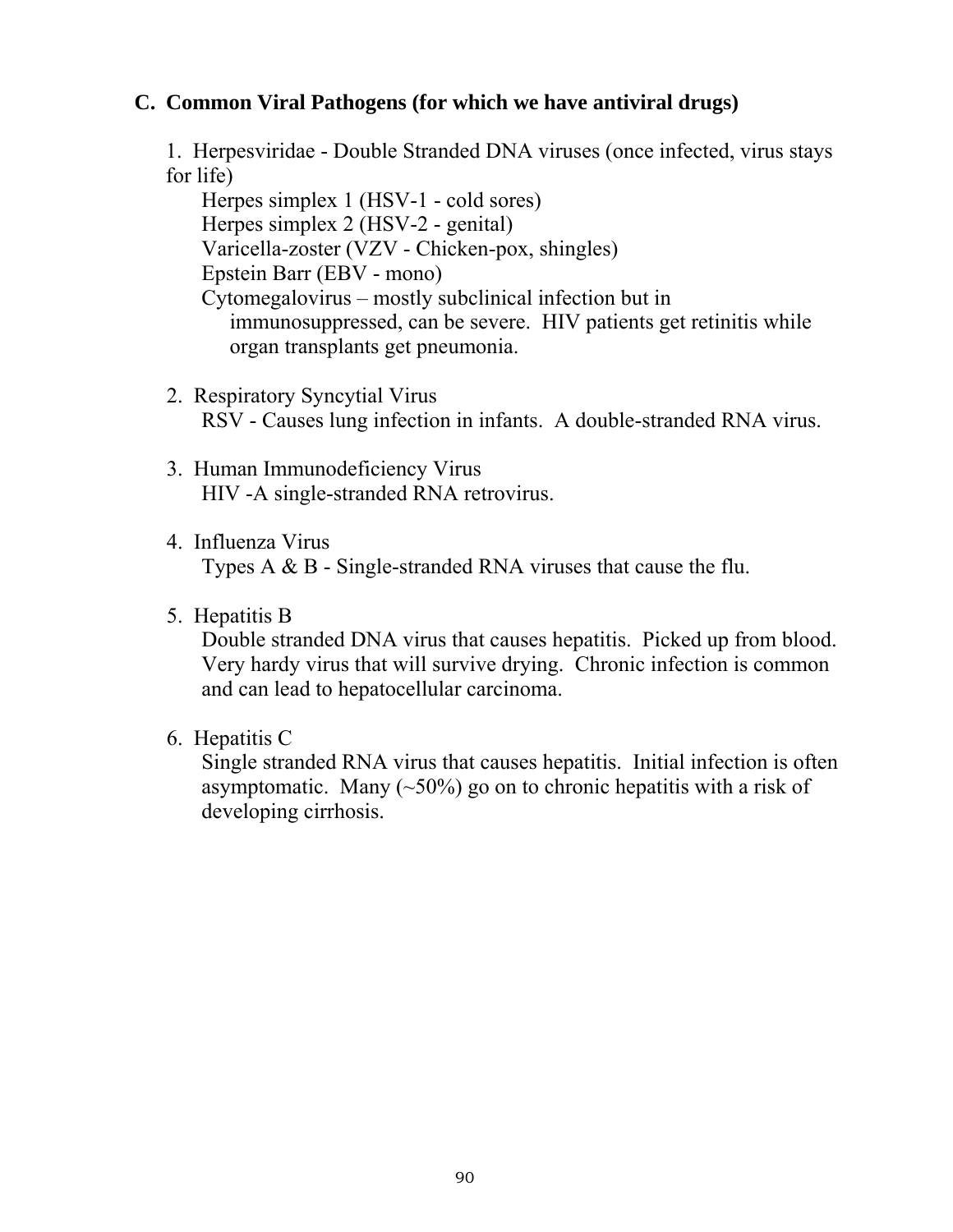### C. Common Viral Pathogens (for which we have antiviral drugs)

1. Herpesviridae - Double Stranded DNA viruses (once infected, virus stays for life)
   - Herpes simplex 1 (HSV-1 - cold sores)
   - Herpes simplex 2 (HSV-2 - genital)
   - Varicella-zoster (VZV - Chicken-pox, shingles)
   - Epstein Barr (EBV - mono)
   - Cytomegalovirus – mostly subclinical infection but in immunosuppressed, can be severe. HIV patients get retinitis while organ transplants get pneumonia.

2. Respiratory Syncytial Virus
   RSV - Causes lung infection in infants. A double-stranded RNA virus.

3. Human Immunodeficiency Virus
   HIV -A single-stranded RNA retrovirus.

4. Influenza Virus
   Types A & B - Single-stranded RNA viruses that cause the flu.

5. Hepatitis B
   Double stranded DNA virus that causes hepatitis. Picked up from blood. Very hardy virus that will survive drying. Chronic infection is common and can lead to hepatocellular carcinoma.

6. Hepatitis C
   Single stranded RNA virus that causes hepatitis. Initial infection is often asymptomatic. Many (~50%) go on to chronic hepatitis with a risk of developing cirrhosis.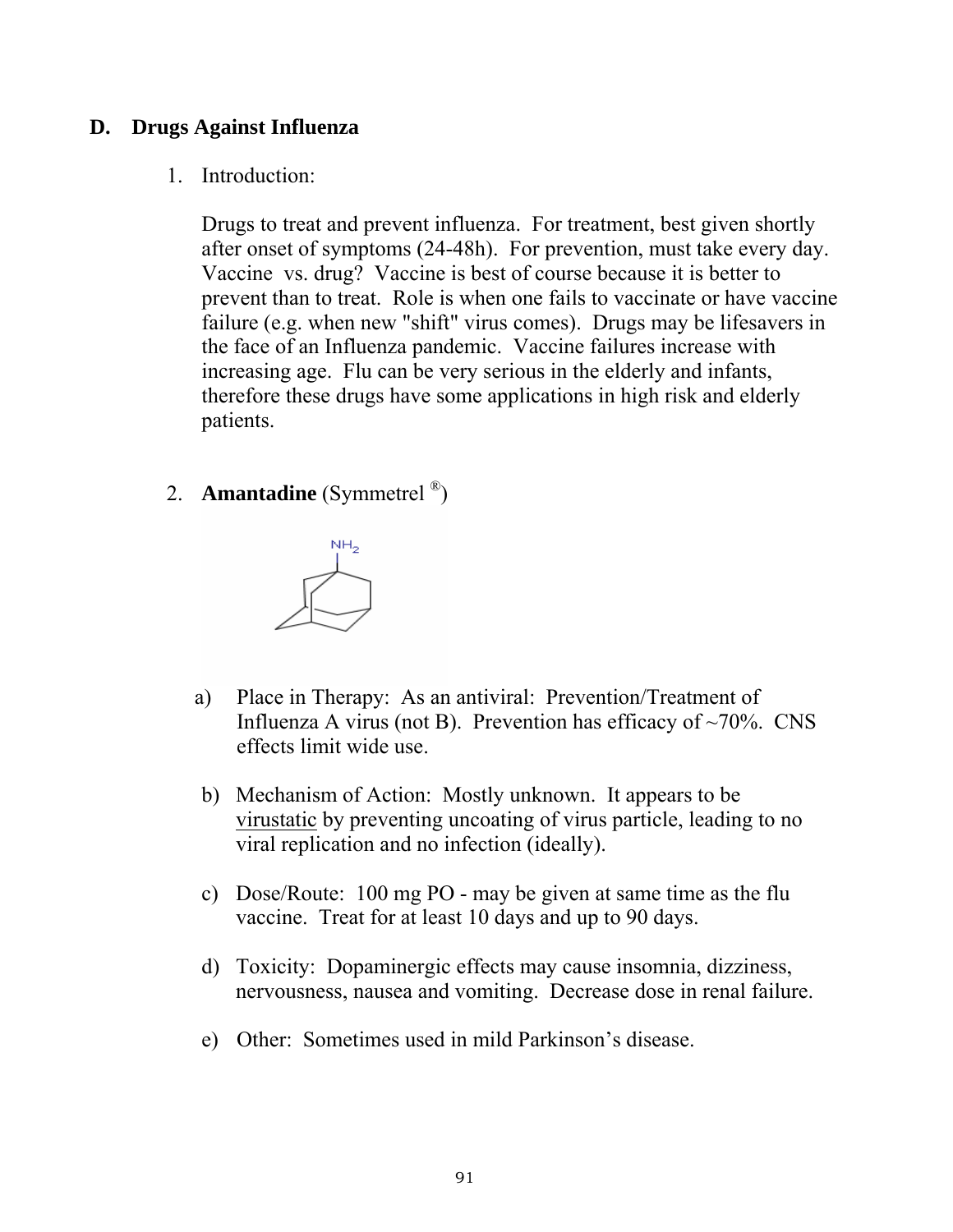## D. Drugs Against Influenza

1. Introduction:

   Drugs to treat and prevent influenza. For treatment, best given shortly after onset of symptoms (24-48h). For prevention, must take every day. Vaccine vs. drug? Vaccine is best of course because it is better to prevent than to treat. Role is when one fails to vaccinate or have vaccine failure (e.g. when new "shift" virus comes). Drugs may be lifesavers in the face of an Influenza pandemic. Vaccine failures increase with increasing age. Flu can be very serious in the elderly and infants, therefore these drugs have some applications in high risk and elderly patients.

2. **Amantadine** (Symmetrel ®)

   a) Place in Therapy: As an antiviral: Prevention/Treatment of Influenza A virus (not B). Prevention has efficacy of ~70%. CNS effects limit wide use.

   b) Mechanism of Action: Mostly unknown. It appears to be virustatic by preventing uncoating of virus particle, leading to no viral replication and no infection (ideally).

   c) Dose/Route: 100 mg PO - may be given at same time as the flu vaccine. Treat for at least 10 days and up to 90 days.

   d) Toxicity: Dopaminergic effects may cause insomnia, dizziness, nervousness, nausea and vomiting. Decrease dose in renal failure.

   e) Other: Sometimes used in mild Parkinson's disease.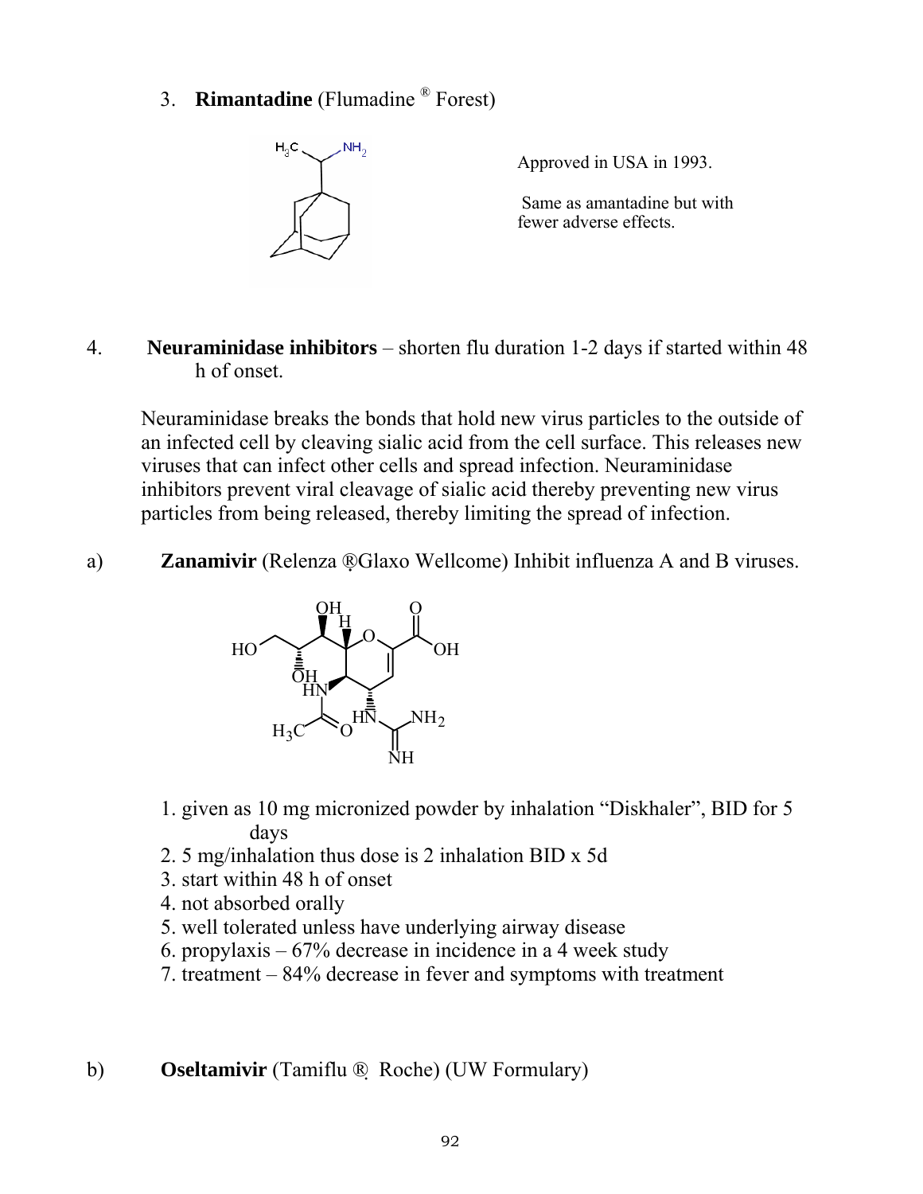3. **Rimantadine** (Flumadine ® Forest)

Approved in USA in 1993.

Same as amantadine but with fewer adverse effects.

4. **Neuraminidase inhibitors** – shorten flu duration 1-2 days if started within 48 h of onset.

Neuraminidase breaks the bonds that hold new virus particles to the outside of an infected cell by cleaving sialic acid from the cell surface. This releases new viruses that can infect other cells and spread infection. Neuraminidase inhibitors prevent viral cleavage of sialic acid thereby preventing new virus particles from being released, thereby limiting the spread of infection.

a) **Zanamivir** (Relenza ®Glaxo Wellcome) Inhibit influenza A and B viruses.

1. given as 10 mg micronized powder by inhalation "Diskhaler", BID for 5 days
2. 5 mg/inhalation thus dose is 2 inhalation BID x 5d
3. start within 48 h of onset
4. not absorbed orally
5. well tolerated unless have underlying airway disease
6. propylaxis – 67% decrease in incidence in a 4 week study
7. treatment – 84% decrease in fever and symptoms with treatment

b) **Oseltamivir** (Tamiflu ® Roche) (UW Formulary)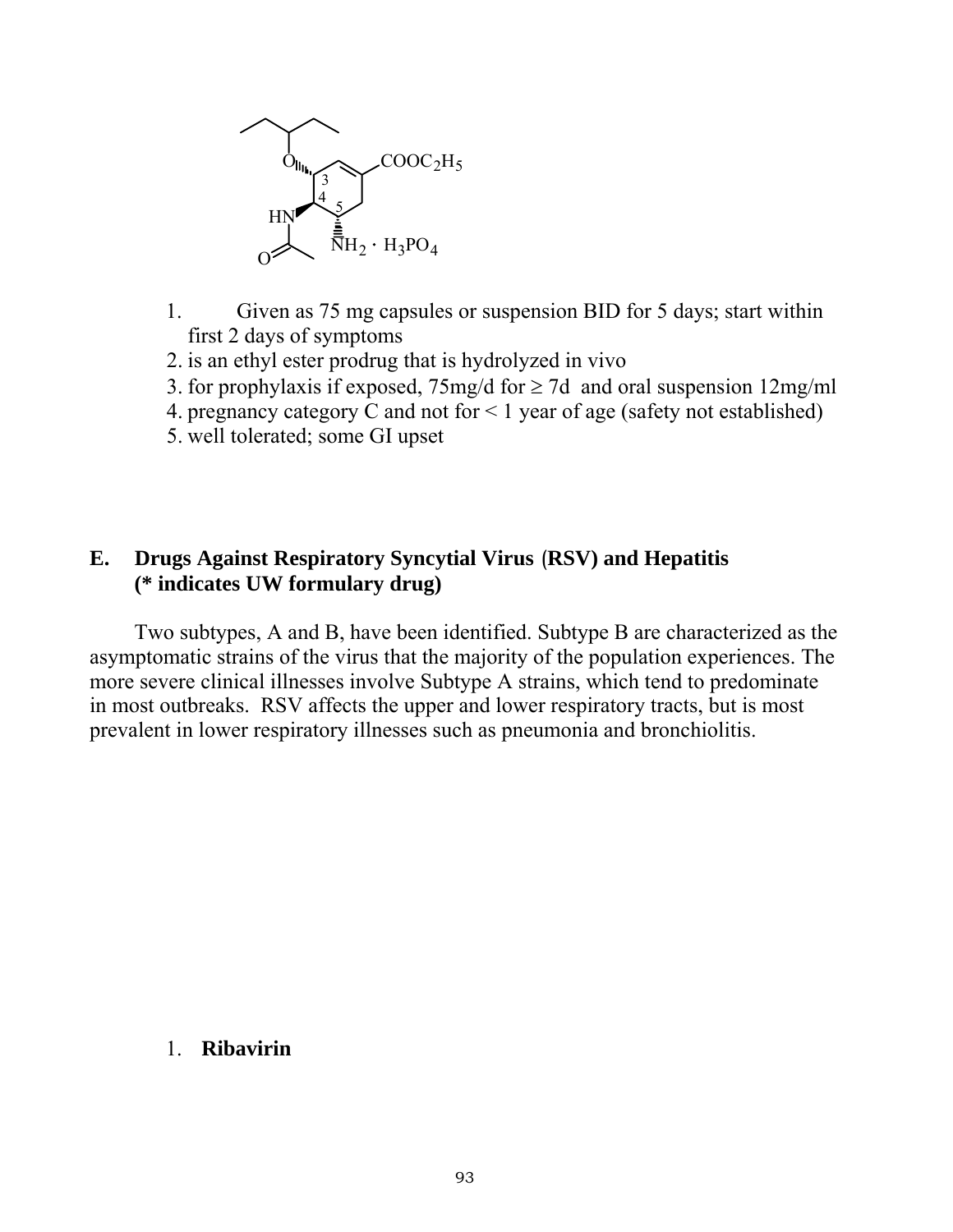1. Given as 75 mg capsules or suspension BID for 5 days; start within first 2 days of symptoms
2. is an ethyl ester prodrug that is hydrolyzed in vivo
3. for prophylaxis if exposed, 75mg/d for ≥ 7d and oral suspension 12mg/ml
4. pregnancy category C and not for < 1 year of age (safety not established)
5. well tolerated; some GI upset

## E. Drugs Against Respiratory Syncytial Virus (RSV) and Hepatitis (* indicates UW formulary drug)

Two subtypes, A and B, have been identified. Subtype B are characterized as the asymptomatic strains of the virus that the majority of the population experiences. The more severe clinical illnesses involve Subtype A strains, which tend to predominate in most outbreaks. RSV affects the upper and lower respiratory tracts, but is most prevalent in lower respiratory illnesses such as pneumonia and bronchiolitis.

1. **Ribavirin**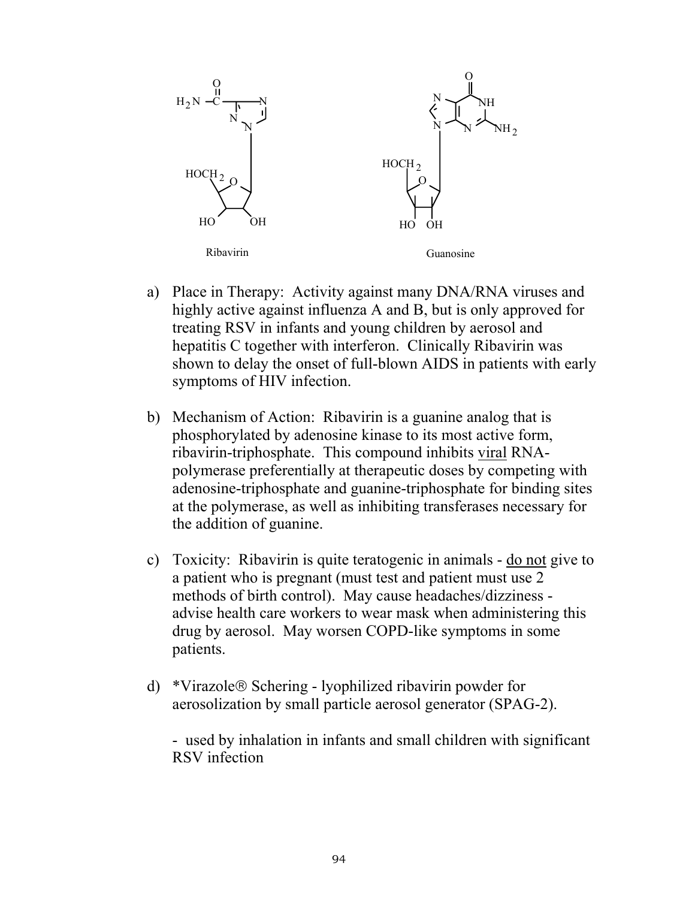Ribavirin

Guanosine

a) Place in Therapy: Activity against many DNA/RNA viruses and highly active against influenza A and B, but is only approved for treating RSV in infants and young children by aerosol and hepatitis C together with interferon. Clinically Ribavirin was shown to delay the onset of full-blown AIDS in patients with early symptoms of HIV infection.

b) Mechanism of Action: Ribavirin is a guanine analog that is phosphorylated by adenosine kinase to its most active form, ribavirin-triphosphate. This compound inhibits viral RNA-polymerase preferentially at therapeutic doses by competing with adenosine-triphosphate and guanine-triphosphate for binding sites at the polymerase, as well as inhibiting transferases necessary for the addition of guanine.

c) Toxicity: Ribavirin is quite teratogenic in animals - do not give to a patient who is pregnant (must test and patient must use 2 methods of birth control). May cause headaches/dizziness - advise health care workers to wear mask when administering this drug by aerosol. May worsen COPD-like symptoms in some patients.

d) *Virazole® Schering - lyophilized ribavirin powder for aerosolization by small particle aerosol generator (SPAG-2).

- used by inhalation in infants and small children with significant RSV infection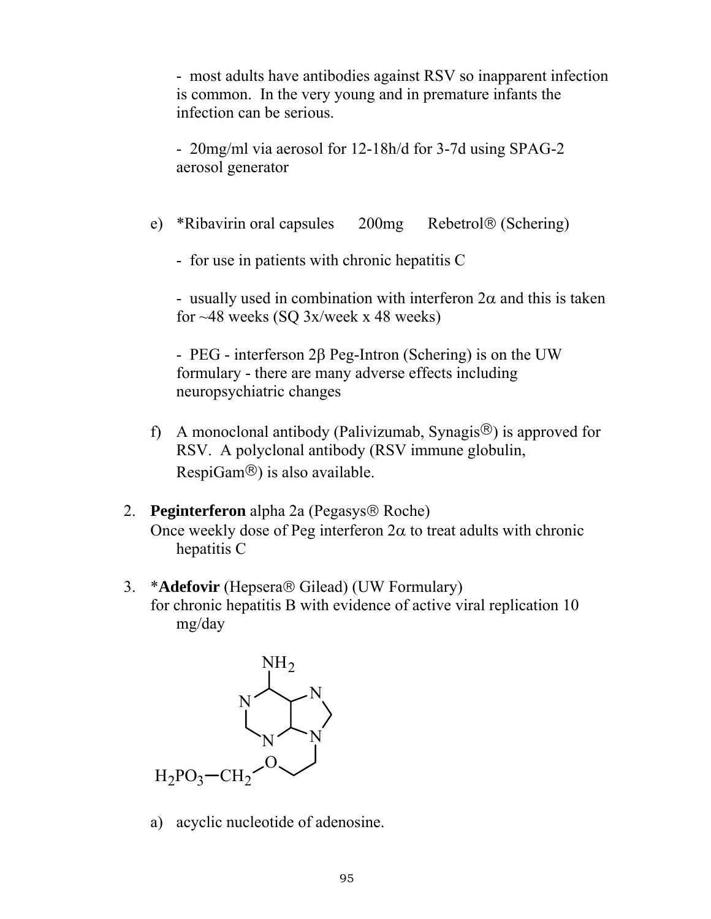- most adults have antibodies against RSV so inapparent infection is common. In the very young and in premature infants the infection can be serious.

- 20mg/ml via aerosol for 12-18h/d for 3-7d using SPAG-2 aerosol generator

e) *Ribavirin oral capsules 200mg Rebetrol® (Schering)

- for use in patients with chronic hepatitis C

- usually used in combination with interferon 2$\alpha$ and this is taken for ~48 weeks (SQ 3x/week x 48 weeks)

- PEG - interferson 2$\beta$ Peg-Intron (Schering) is on the UW formulary - there are many adverse effects including neuropsychiatric changes

f) A monoclonal antibody (Palivizumab, Synagis®) is approved for RSV. A polyclonal antibody (RSV immune globulin, RespiGam®) is also available.

2. **Peginterferon** alpha 2a (Pegasys® Roche)
   Once weekly dose of Peg interferon 2$\alpha$ to treat adults with chronic hepatitis C

3. ***Adefovir** (Hepsera® Gilead) (UW Formulary)
   for chronic hepatitis B with evidence of active viral replication 10 mg/day

$NH_2$ … $H_2PO_3-CH_2-O-CH_2CH_2-$ (adenine N9)

a) acyclic nucleotide of adenosine.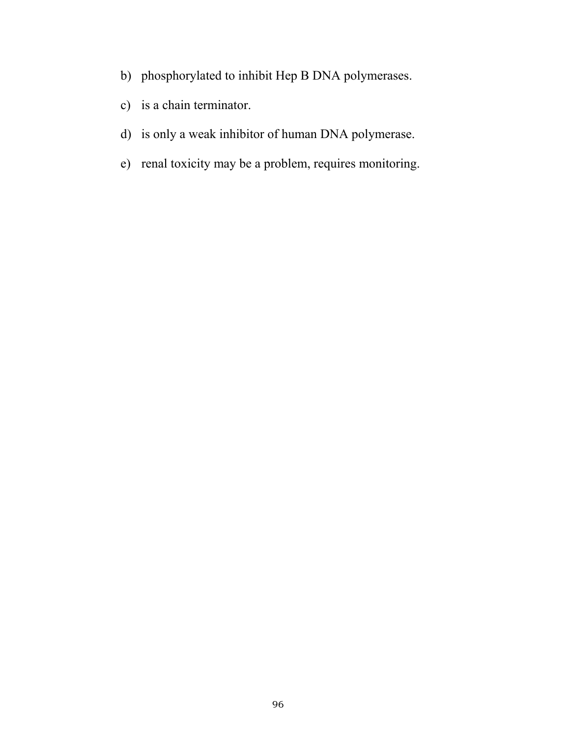b) phosphorylated to inhibit Hep B DNA polymerases.

c) is a chain terminator.

d) is only a weak inhibitor of human DNA polymerase.

e) renal toxicity may be a problem, requires monitoring.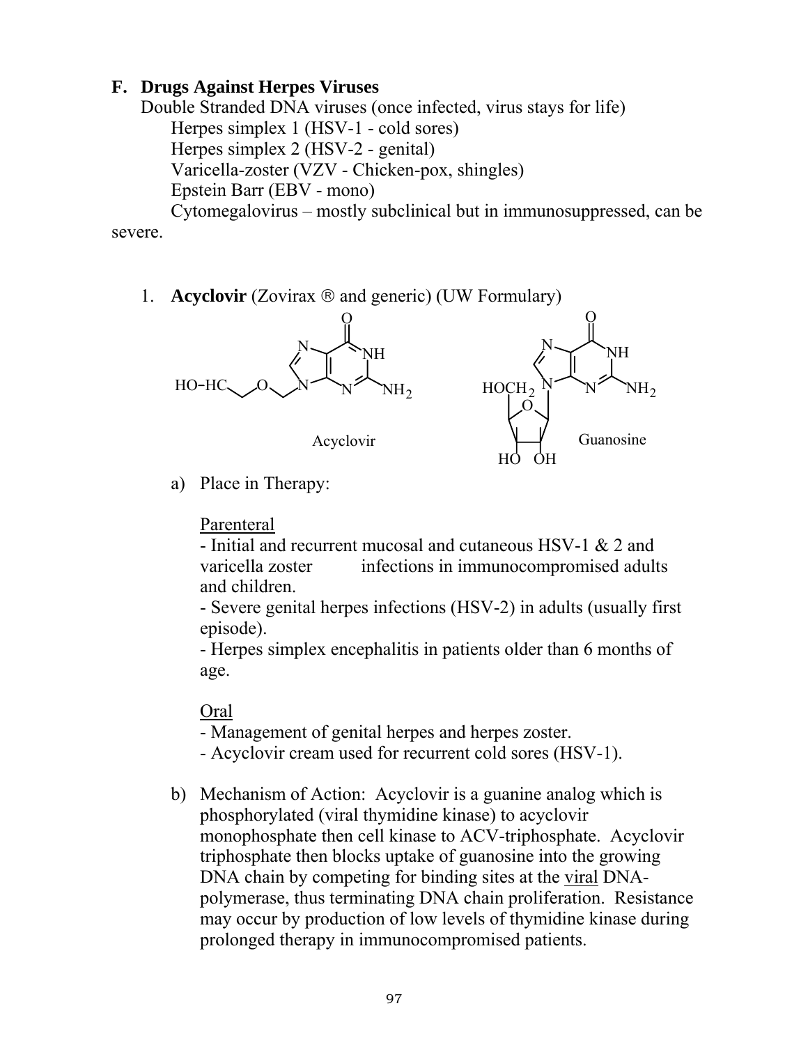## F. Drugs Against Herpes Viruses

Double Stranded DNA viruses (once infected, virus stays for life)

- Herpes simplex 1 (HSV-1 - cold sores)
- Herpes simplex 2 (HSV-2 - genital)
- Varicella-zoster (VZV - Chicken-pox, shingles)
- Epstein Barr (EBV - mono)
- Cytomegalovirus – mostly subclinical but in immunosuppressed, can be severe.

### 1. **Acyclovir** (Zovirax ® and generic) (UW Formulary)

Acyclovir

Guanosine

a) Place in Therapy:

<u>Parenteral</u>

- Initial and recurrent mucosal and cutaneous HSV-1 & 2 and varicella zoster infections in immunocompromised adults and children.
- Severe genital herpes infections (HSV-2) in adults (usually first episode).
- Herpes simplex encephalitis in patients older than 6 months of age.

<u>Oral</u>

- Management of genital herpes and herpes zoster.
- Acyclovir cream used for recurrent cold sores (HSV-1).

b) Mechanism of Action: Acyclovir is a guanine analog which is phosphorylated (viral thymidine kinase) to acyclovir monophosphate then cell kinase to ACV-triphosphate. Acyclovir triphosphate then blocks uptake of guanosine into the growing DNA chain by competing for binding sites at the <u>viral</u> DNA-polymerase, thus terminating DNA chain proliferation. Resistance may occur by production of low levels of thymidine kinase during prolonged therapy in immunocompromised patients.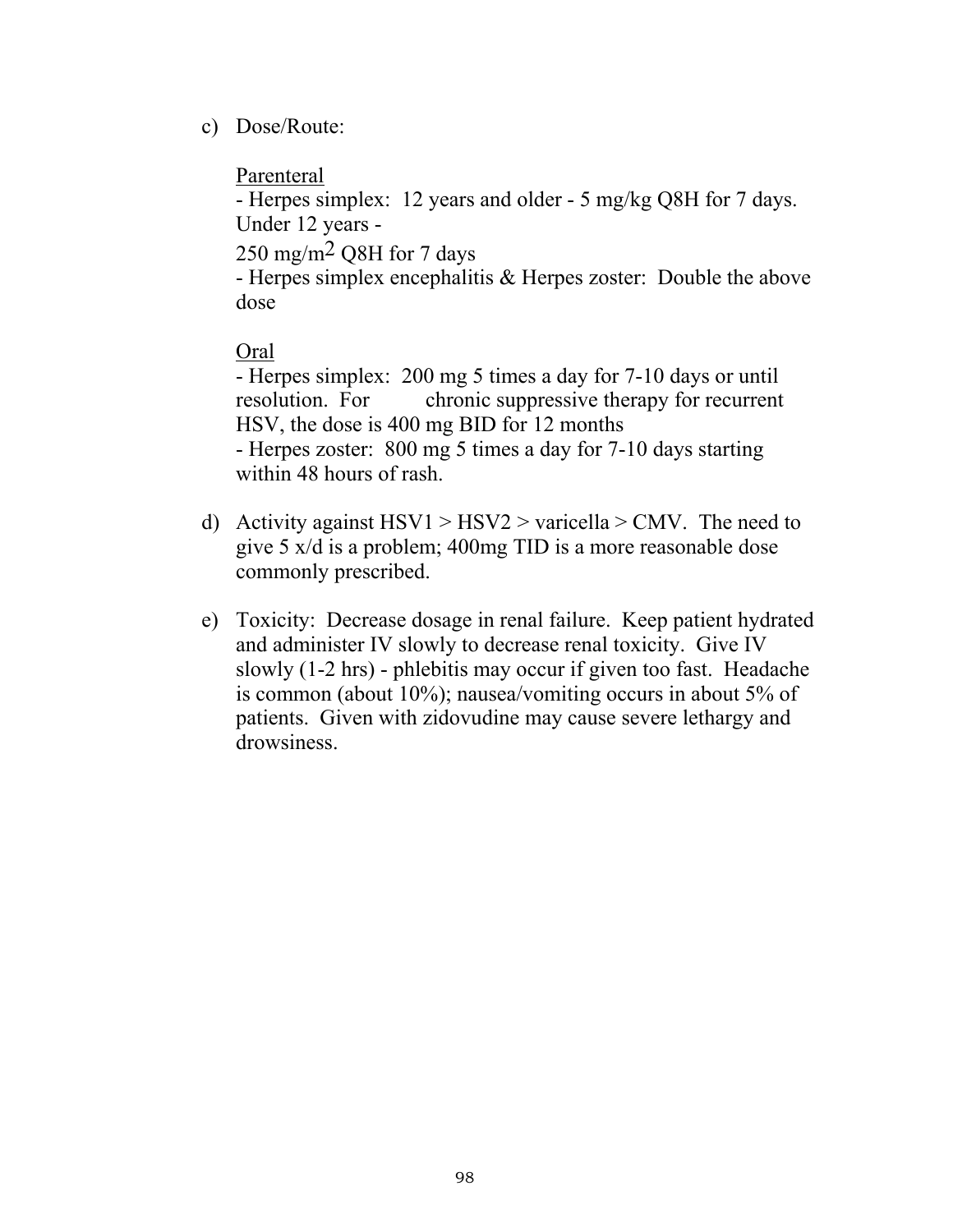c) Dose/Route:

<u>Parenteral</u>
- Herpes simplex: 12 years and older - 5 mg/kg Q8H for 7 days. Under 12 years -
250 mg/$m^2$ Q8H for 7 days
- Herpes simplex encephalitis & Herpes zoster: Double the above dose

<u>Oral</u>
- Herpes simplex: 200 mg 5 times a day for 7-10 days or until resolution. For chronic suppressive therapy for recurrent HSV, the dose is 400 mg BID for 12 months
- Herpes zoster: 800 mg 5 times a day for 7-10 days starting within 48 hours of rash.

d) Activity against HSV1 > HSV2 > varicella > CMV. The need to give 5 x/d is a problem; 400mg TID is a more reasonable dose commonly prescribed.

e) Toxicity: Decrease dosage in renal failure. Keep patient hydrated and administer IV slowly to decrease renal toxicity. Give IV slowly (1-2 hrs) - phlebitis may occur if given too fast. Headache is common (about 10%); nausea/vomiting occurs in about 5% of patients. Given with zidovudine may cause severe lethargy and drowsiness.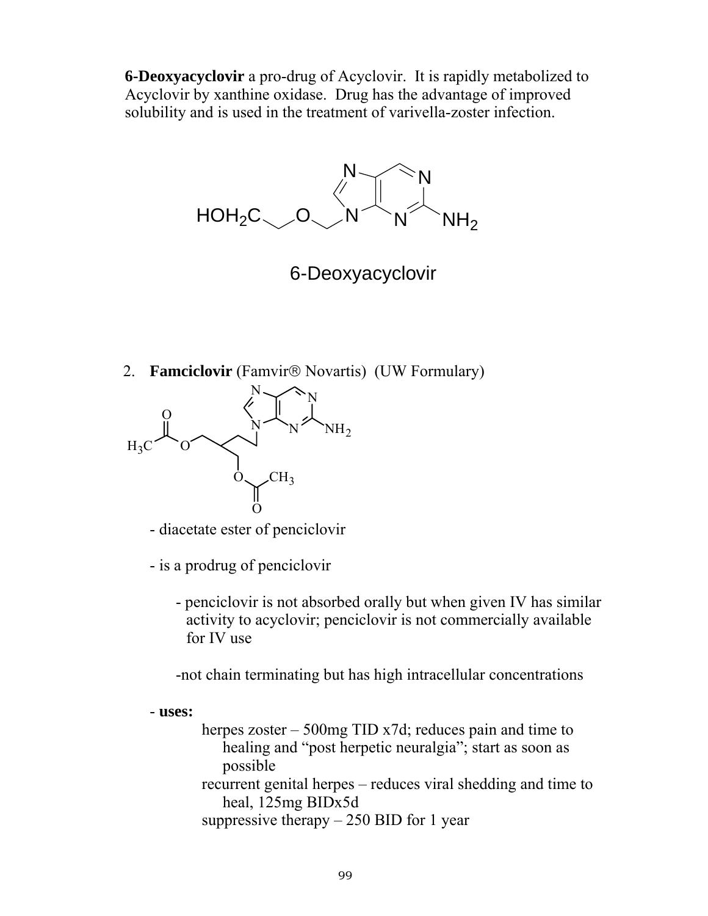**6-Deoxyacyclovir** a pro-drug of Acyclovir. It is rapidly metabolized to Acyclovir by xanthine oxidase. Drug has the advantage of improved solubility and is used in the treatment of varivella-zoster infection.

6-Deoxyacyclovir

2. **Famciclovir** (Famvir® Novartis) (UW Formulary)

   - diacetate ester of penciclovir

   - is a prodrug of penciclovir

     - penciclovir is not absorbed orally but when given IV has similar activity to acyclovir; penciclovir is not commercially available for IV use

     - not chain terminating but has high intracellular concentrations

   - **uses:**

     herpes zoster – 500mg TID x7d; reduces pain and time to healing and "post herpetic neuralgia"; start as soon as possible

     recurrent genital herpes – reduces viral shedding and time to heal, 125mg BIDx5d

     suppressive therapy – 250 BID for 1 year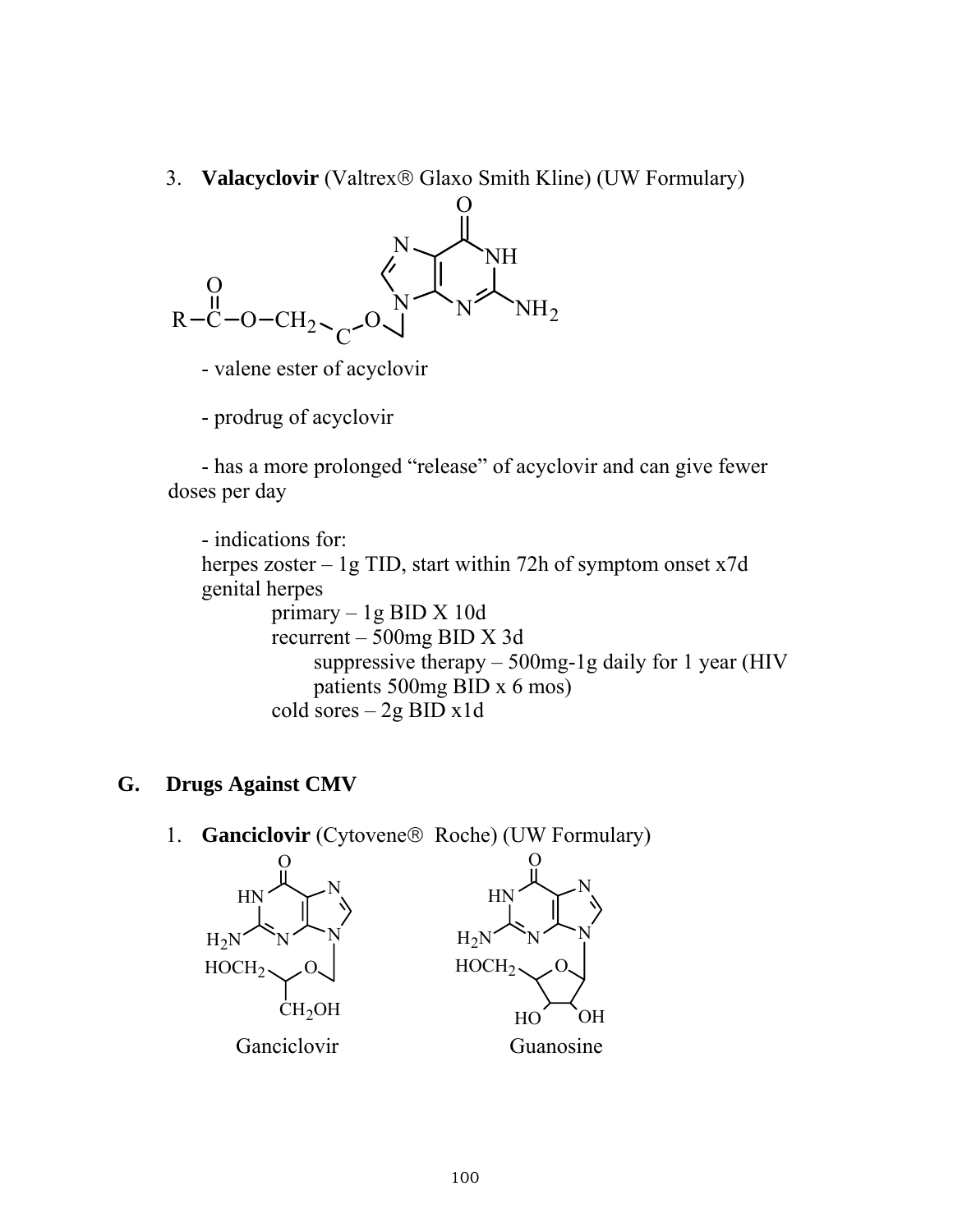3. **Valacyclovir** (Valtrex® Glaxo Smith Kline) (UW Formulary)

- valene ester of acyclovir

- prodrug of acyclovir

- has a more prolonged "release" of acyclovir and can give fewer doses per day

- indications for:

herpes zoster – 1g TID, start within 72h of symptom onset x7d

genital herpes

  primary – 1g BID X 10d

  recurrent – 500mg BID X 3d

    suppressive therapy – 500mg-1g daily for 1 year (HIV patients 500mg BID x 6 mos)

  cold sores – 2g BID x1d

## G. Drugs Against CMV

1. **Ganciclovir** (Cytovene® Roche) (UW Formulary)

Ganciclovir          Guanosine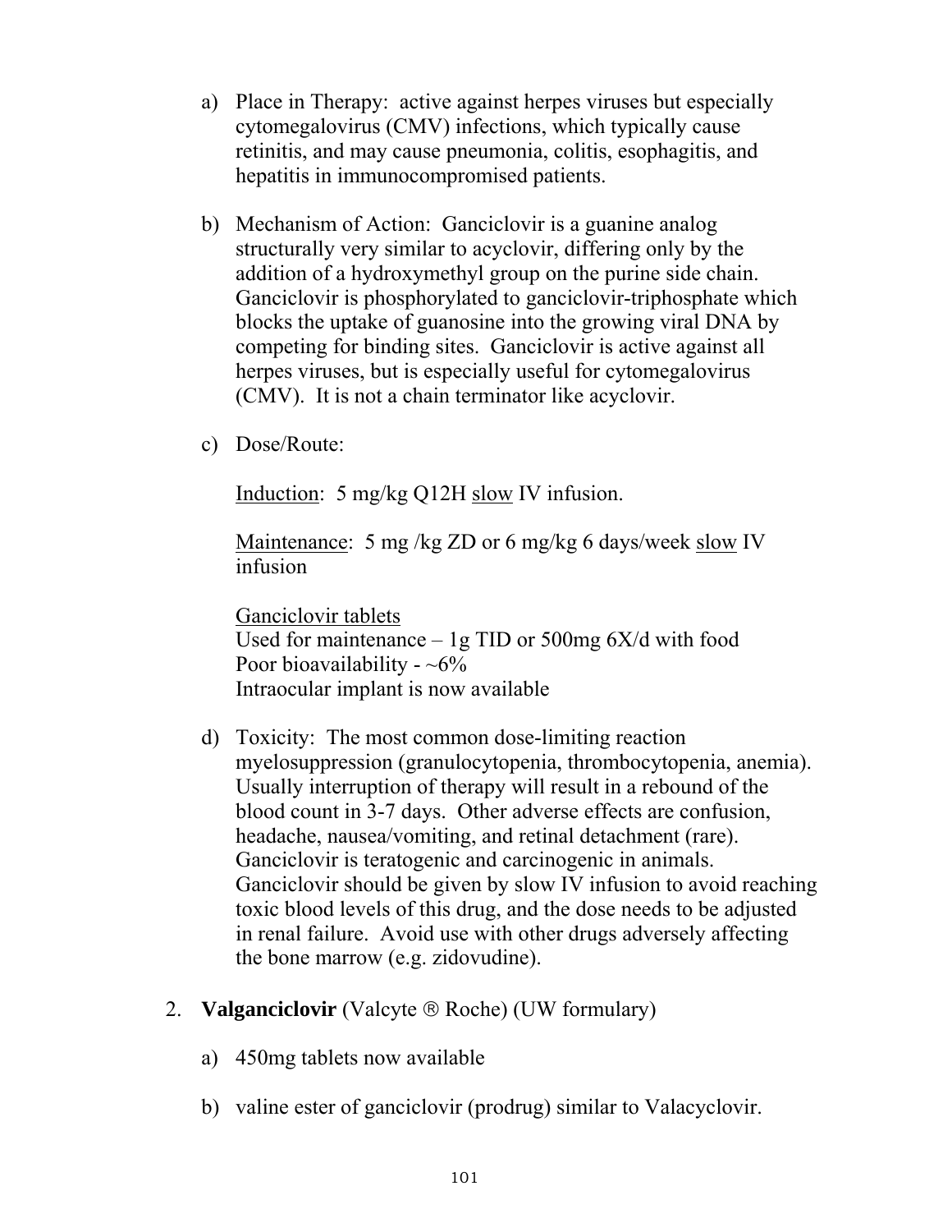a) Place in Therapy: active against herpes viruses but especially cytomegalovirus (CMV) infections, which typically cause retinitis, and may cause pneumonia, colitis, esophagitis, and hepatitis in immunocompromised patients.

b) Mechanism of Action: Ganciclovir is a guanine analog structurally very similar to acyclovir, differing only by the addition of a hydroxymethyl group on the purine side chain. Ganciclovir is phosphorylated to ganciclovir-triphosphate which blocks the uptake of guanosine into the growing viral DNA by competing for binding sites. Ganciclovir is active against all herpes viruses, but is especially useful for cytomegalovirus (CMV). It is not a chain terminator like acyclovir.

c) Dose/Route:

   <u>Induction</u>: 5 mg/kg Q12H <u>slow</u> IV infusion.

   <u>Maintenance</u>: 5 mg /kg ZD or 6 mg/kg 6 days/week <u>slow</u> IV infusion

   <u>Ganciclovir tablets</u>
   Used for maintenance – 1g TID or 500mg 6X/d with food
   Poor bioavailability - ~6%
   Intraocular implant is now available

d) Toxicity: The most common dose-limiting reaction myelosuppression (granulocytopenia, thrombocytopenia, anemia). Usually interruption of therapy will result in a rebound of the blood count in 3-7 days. Other adverse effects are confusion, headache, nausea/vomiting, and retinal detachment (rare). Ganciclovir is teratogenic and carcinogenic in animals. Ganciclovir should be given by slow IV infusion to avoid reaching toxic blood levels of this drug, and the dose needs to be adjusted in renal failure. Avoid use with other drugs adversely affecting the bone marrow (e.g. zidovudine).

2. **Valganciclovir** (Valcyte ® Roche) (UW formulary)

   a) 450mg tablets now available

   b) valine ester of ganciclovir (prodrug) similar to Valacyclovir.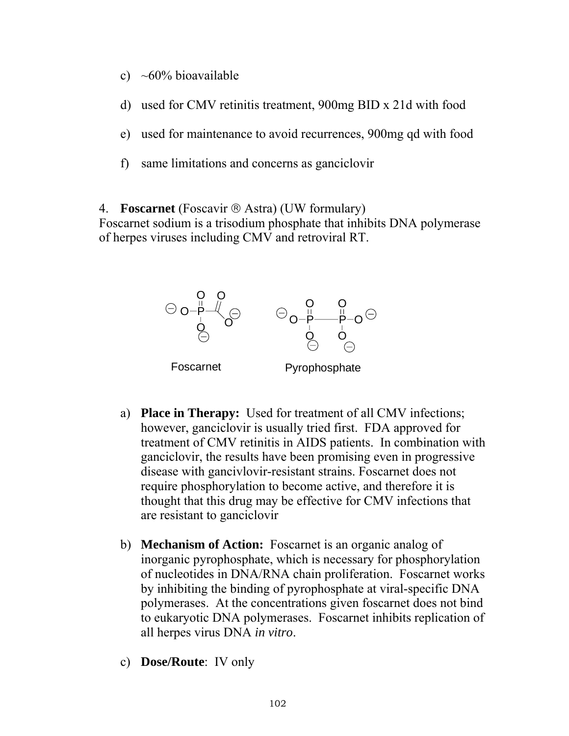c) ~60% bioavailable

d) used for CMV retinitis treatment, 900mg BID x 21d with food

e) used for maintenance to avoid recurrences, 900mg qd with food

f) same limitations and concerns as ganciclovir

4. **Foscarnet** (Foscavir ® Astra) (UW formulary)
Foscarnet sodium is a trisodium phosphate that inhibits DNA polymerase of herpes viruses including CMV and retroviral RT.

Foscarnet   Pyrophosphate

a) **Place in Therapy:** Used for treatment of all CMV infections; however, ganciclovir is usually tried first. FDA approved for treatment of CMV retinitis in AIDS patients. In combination with ganciclovir, the results have been promising even in progressive disease with gancivlovir-resistant strains. Foscarnet does not require phosphorylation to become active, and therefore it is thought that this drug may be effective for CMV infections that are resistant to ganciclovir

b) **Mechanism of Action:** Foscarnet is an organic analog of inorganic pyrophosphate, which is necessary for phosphorylation of nucleotides in DNA/RNA chain proliferation. Foscarnet works by inhibiting the binding of pyrophosphate at viral-specific DNA polymerases. At the concentrations given foscarnet does not bind to eukaryotic DNA polymerases. Foscarnet inhibits replication of all herpes virus DNA *in vitro*.

c) **Dose/Route**: IV only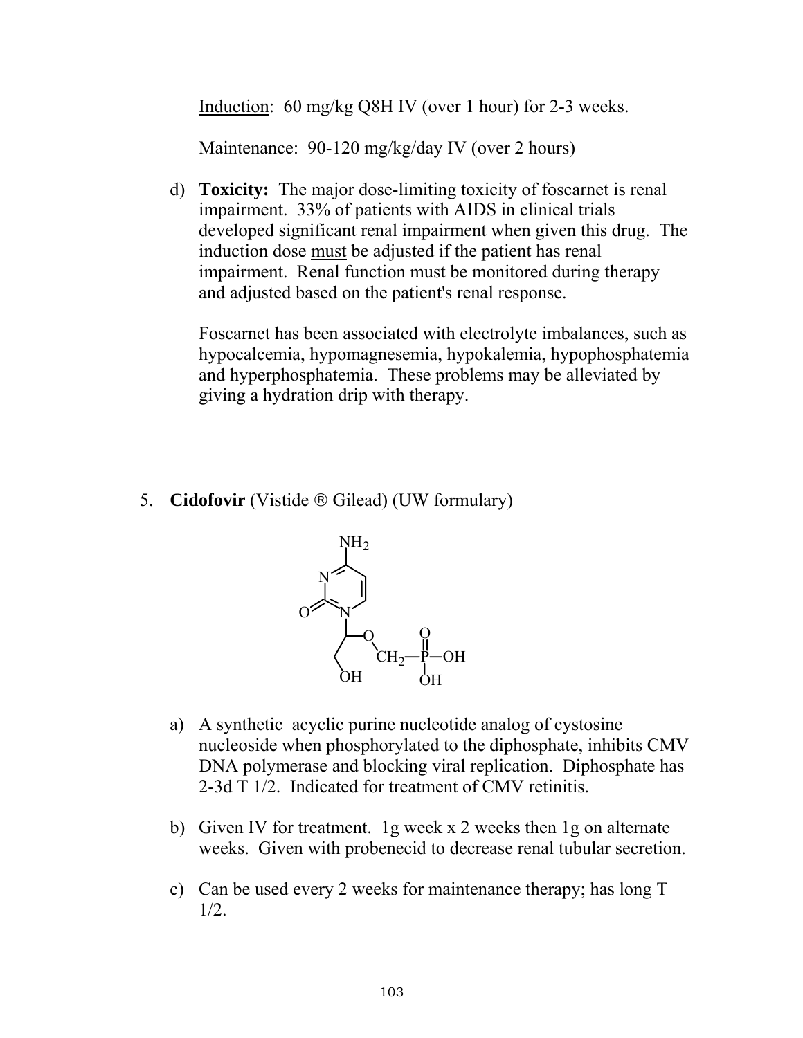Induction: 60 mg/kg Q8H IV (over 1 hour) for 2-3 weeks.

Maintenance: 90-120 mg/kg/day IV (over 2 hours)

d) **Toxicity:** The major dose-limiting toxicity of foscarnet is renal impairment. 33% of patients with AIDS in clinical trials developed significant renal impairment when given this drug. The induction dose must be adjusted if the patient has renal impairment. Renal function must be monitored during therapy and adjusted based on the patient's renal response.

Foscarnet has been associated with electrolyte imbalances, such as hypocalcemia, hypomagnesemia, hypokalemia, hypophosphatemia and hyperphosphatemia. These problems may be alleviated by giving a hydration drip with therapy.

5. **Cidofovir** (Vistide ® Gilead) (UW formulary)

a) A synthetic acyclic purine nucleotide analog of cystosine nucleoside when phosphorylated to the diphosphate, inhibits CMV DNA polymerase and blocking viral replication. Diphosphate has 2-3d T 1/2. Indicated for treatment of CMV retinitis.

b) Given IV for treatment. 1g week x 2 weeks then 1g on alternate weeks. Given with probenecid to decrease renal tubular secretion.

c) Can be used every 2 weeks for maintenance therapy; has long T 1/2.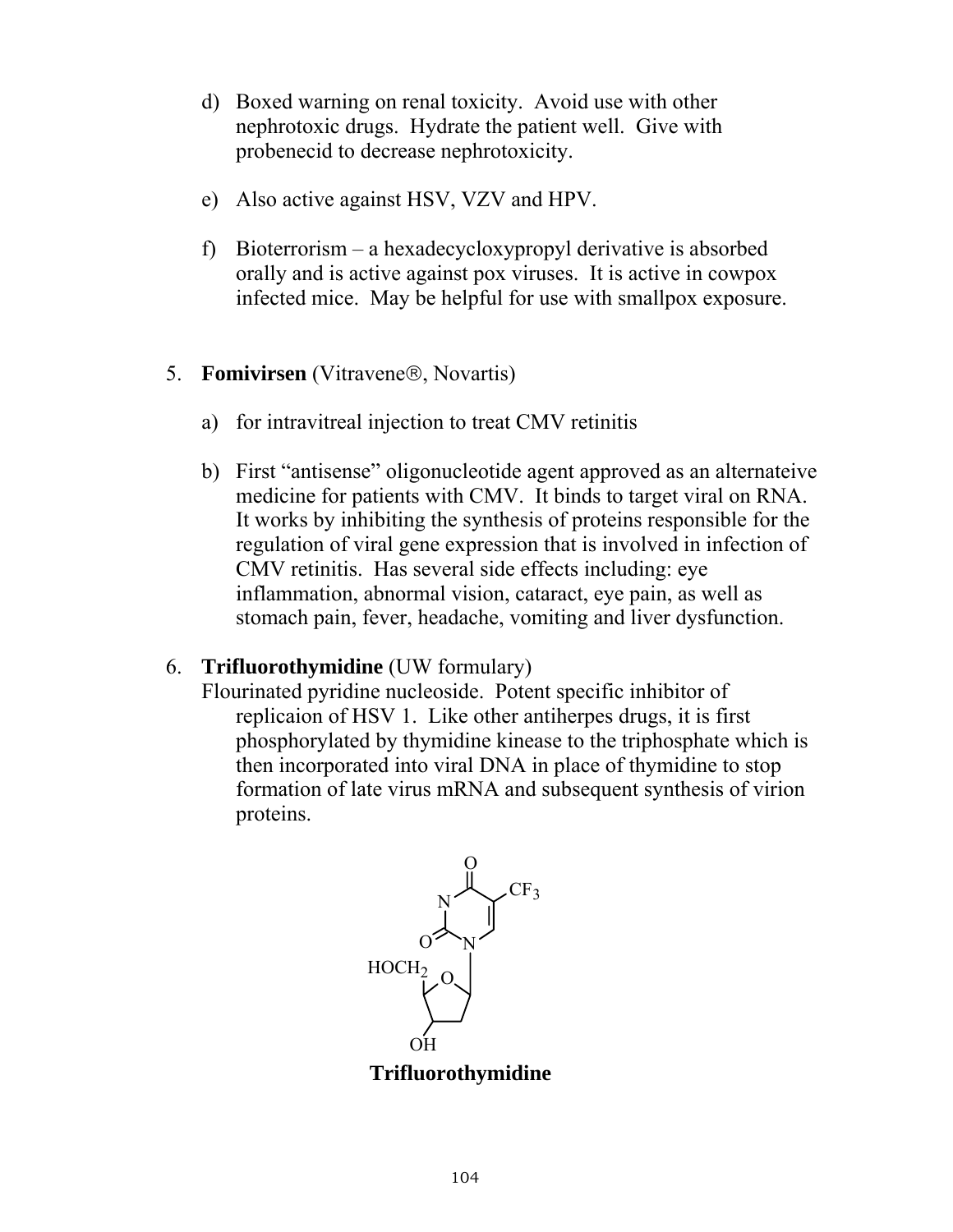d) Boxed warning on renal toxicity. Avoid use with other nephrotoxic drugs. Hydrate the patient well. Give with probenecid to decrease nephrotoxicity.

e) Also active against HSV, VZV and HPV.

f) Bioterrorism – a hexadecycloxypropyl derivative is absorbed orally and is active against pox viruses. It is active in cowpox infected mice. May be helpful for use with smallpox exposure.

5. **Fomivirsen** (Vitravene®, Novartis)

   a) for intravitreal injection to treat CMV retinitis

   b) First "antisense" oligonucleotide agent approved as an alternateive medicine for patients with CMV. It binds to target viral on RNA. It works by inhibiting the synthesis of proteins responsible for the regulation of viral gene expression that is involved in infection of CMV retinitis. Has several side effects including: eye inflammation, abnormal vision, cataract, eye pain, as well as stomach pain, fever, headache, vomiting and liver dysfunction.

6. **Trifluorothymidine** (UW formulary)

   Flourinated pyridine nucleoside. Potent specific inhibitor of replicaion of HSV 1. Like other antiherpes drugs, it is first phosphorylated by thymidine kinease to the triphosphate which is then incorporated into viral DNA in place of thymidine to stop formation of late virus mRNA and subsequent synthesis of virion proteins.

**Trifluorothymidine**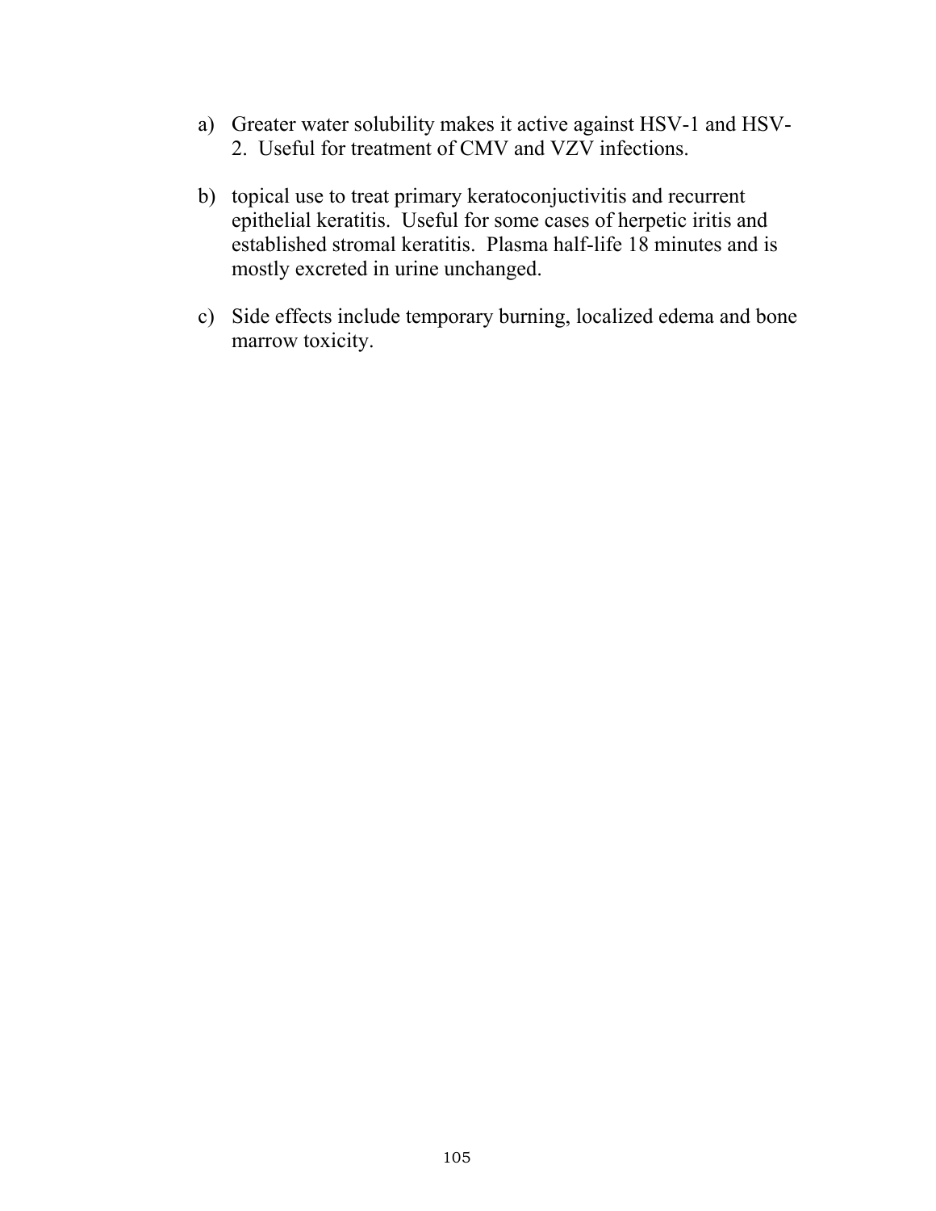a) Greater water solubility makes it active against HSV-1 and HSV-2. Useful for treatment of CMV and VZV infections.

b) topical use to treat primary keratoconjuctivitis and recurrent epithelial keratitis. Useful for some cases of herpetic iritis and established stromal keratitis. Plasma half-life 18 minutes and is mostly excreted in urine unchanged.

c) Side effects include temporary burning, localized edema and bone marrow toxicity.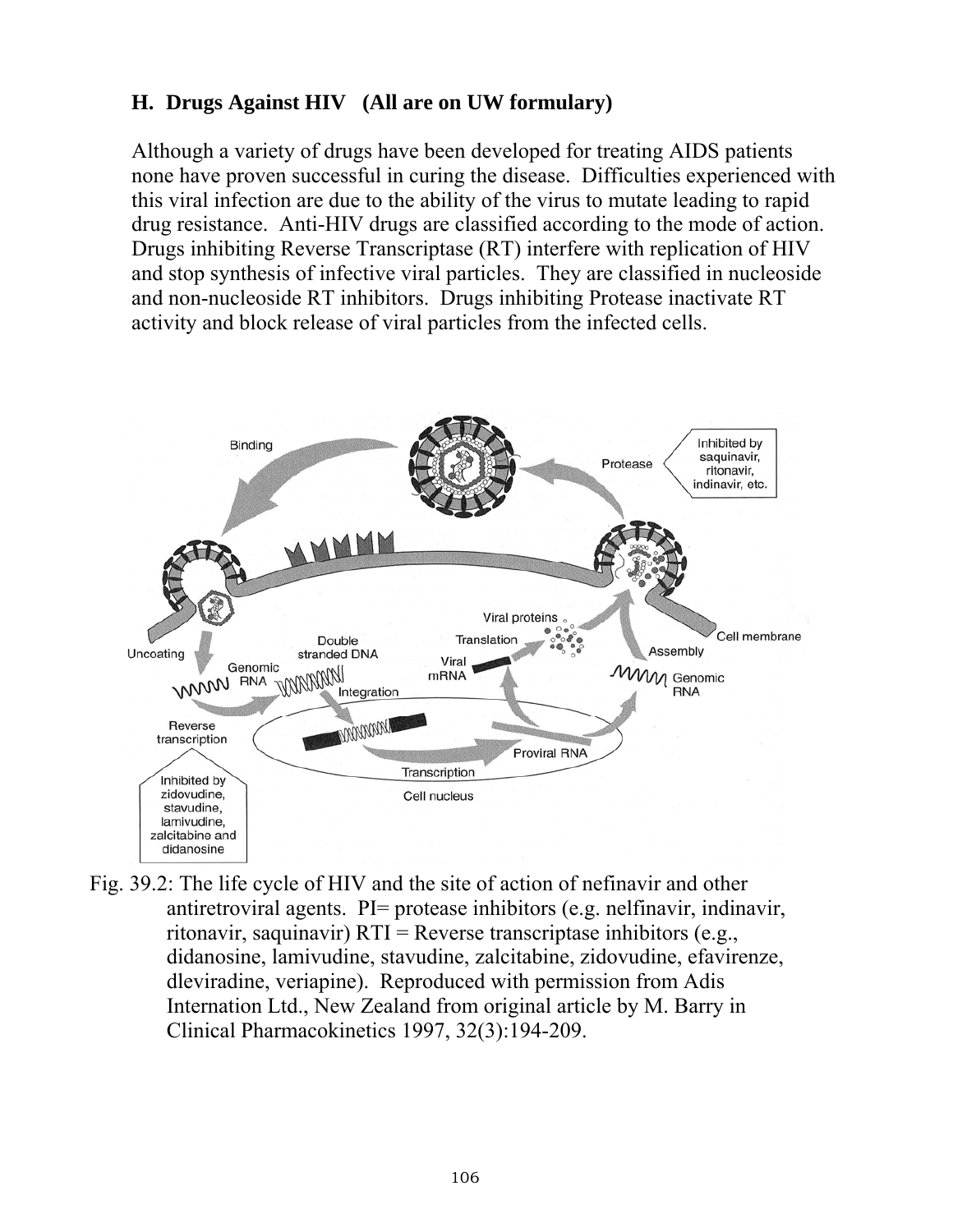## H. Drugs Against HIV (All are on UW formulary)

Although a variety of drugs have been developed for treating AIDS patients none have proven successful in curing the disease. Difficulties experienced with this viral infection are due to the ability of the virus to mutate leading to rapid drug resistance. Anti-HIV drugs are classified according to the mode of action. Drugs inhibiting Reverse Transcriptase (RT) interfere with replication of HIV and stop synthesis of infective viral particles. They are classified in nucleoside and non-nucleoside RT inhibitors. Drugs inhibiting Protease inactivate RT activity and block release of viral particles from the infected cells.

Fig. 39.2: The life cycle of HIV and the site of action of nefinavir and other antiretroviral agents. PI= protease inhibitors (e.g. nelfinavir, indinavir, ritonavir, saquinavir) RTI = Reverse transcriptase inhibitors (e.g., didanosine, lamivudine, stavudine, zalcitabine, zidovudine, efavirenze, dleviradine, veriapine). Reproduced with permission from Adis Internation Ltd., New Zealand from original article by M. Barry in Clinical Pharmacokinetics 1997, 32(3):194-209.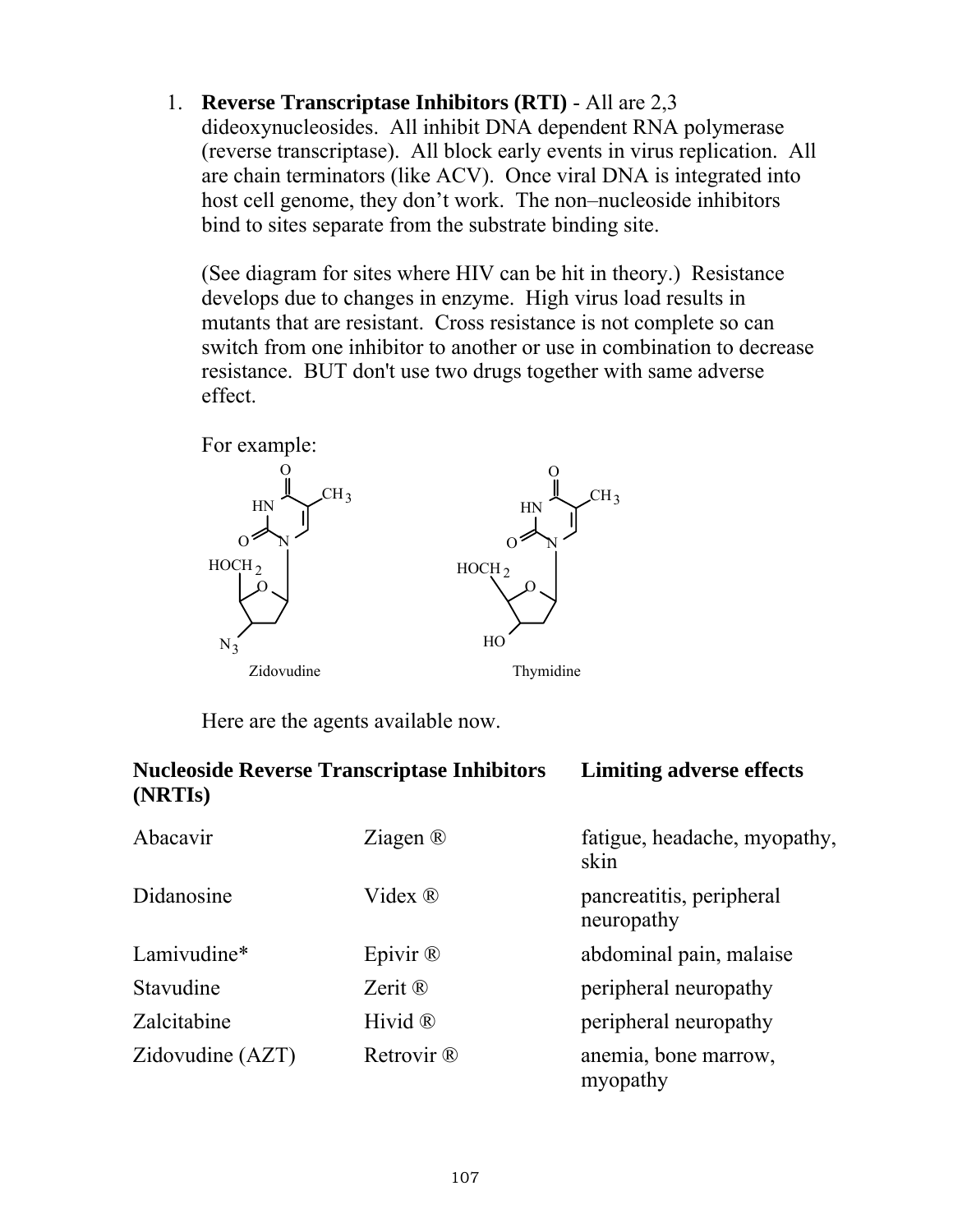1. **Reverse Transcriptase Inhibitors (RTI)** - All are 2,3 dideoxynucleosides. All inhibit DNA dependent RNA polymerase (reverse transcriptase). All block early events in virus replication. All are chain terminators (like ACV). Once viral DNA is integrated into host cell genome, they don't work. The non–nucleoside inhibitors bind to sites separate from the substrate binding site.

   (See diagram for sites where HIV can be hit in theory.) Resistance develops due to changes in enzyme. High virus load results in mutants that are resistant. Cross resistance is not complete so can switch from one inhibitor to another or use in combination to decrease resistance. BUT don't use two drugs together with same adverse effect.

   For example:

   Zidovudine                Thymidine

   Here are the agents available now.

| **Nucleoside Reverse Transcriptase Inhibitors (NRTIs)** | | **Limiting adverse effects** |
|---|---|---|
| Abacavir | Ziagen ® | fatigue, headache, myopathy, skin |
| Didanosine | Videx ® | pancreatitis, peripheral neuropathy |
| Lamivudine* | Epivir ® | abdominal pain, malaise |
| Stavudine | Zerit ® | peripheral neuropathy |
| Zalcitabine | Hivid ® | peripheral neuropathy |
| Zidovudine (AZT) | Retrovir ® | anemia, bone marrow, myopathy |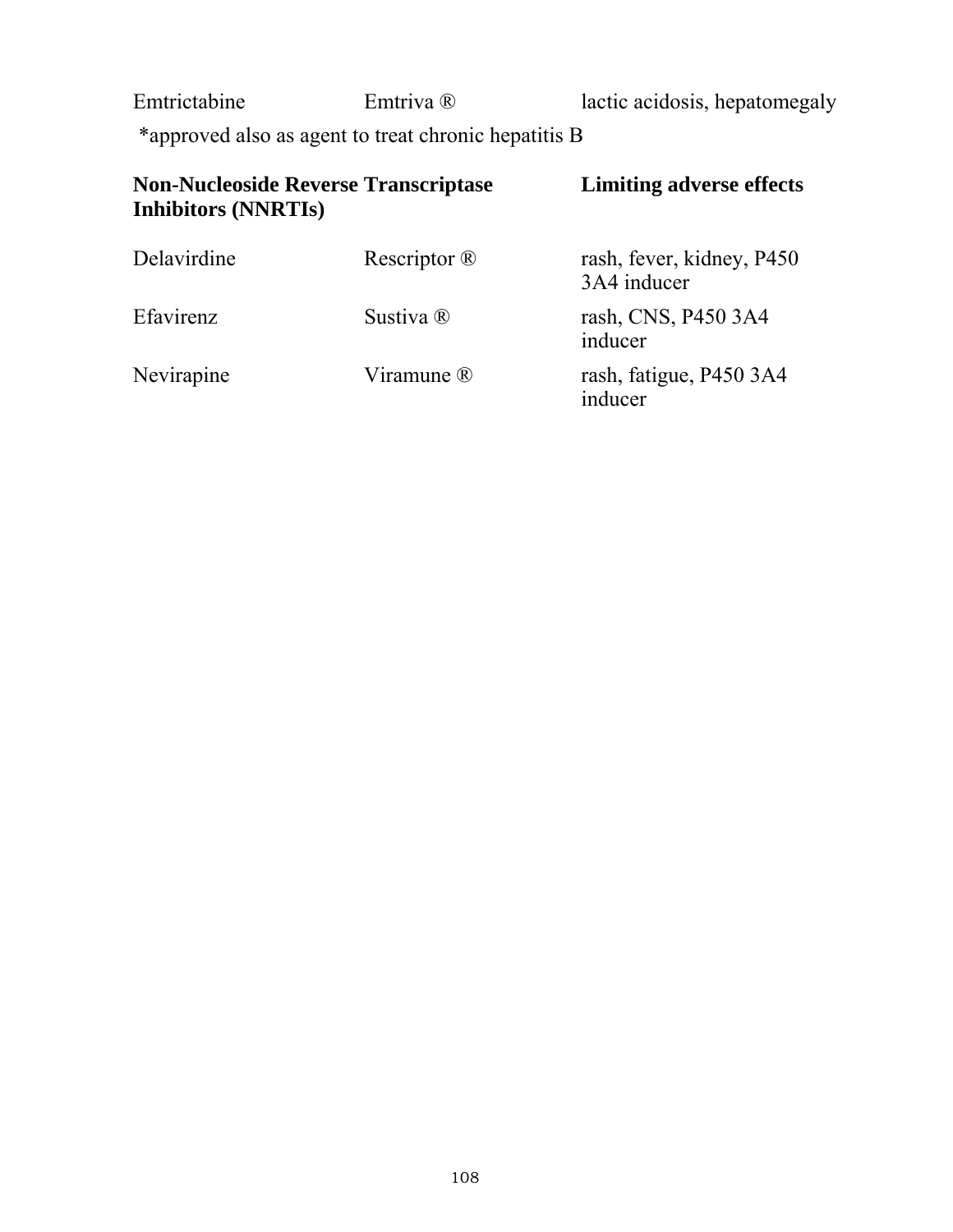| | | |
|---|---|---|
| Emtrictabine | Emtriva ® | lactic acidosis, hepatomegaly |

*approved also as agent to treat chronic hepatitis B

| **Non-Nucleoside Reverse Transcriptase Inhibitors (NNRTIs)** | | **Limiting adverse effects** |
|---|---|---|
| Delavirdine | Rescriptor ® | rash, fever, kidney, P450 3A4 inducer |
| Efavirenz | Sustiva ® | rash, CNS, P450 3A4 inducer |
| Nevirapine | Viramune ® | rash, fatigue, P450 3A4 inducer |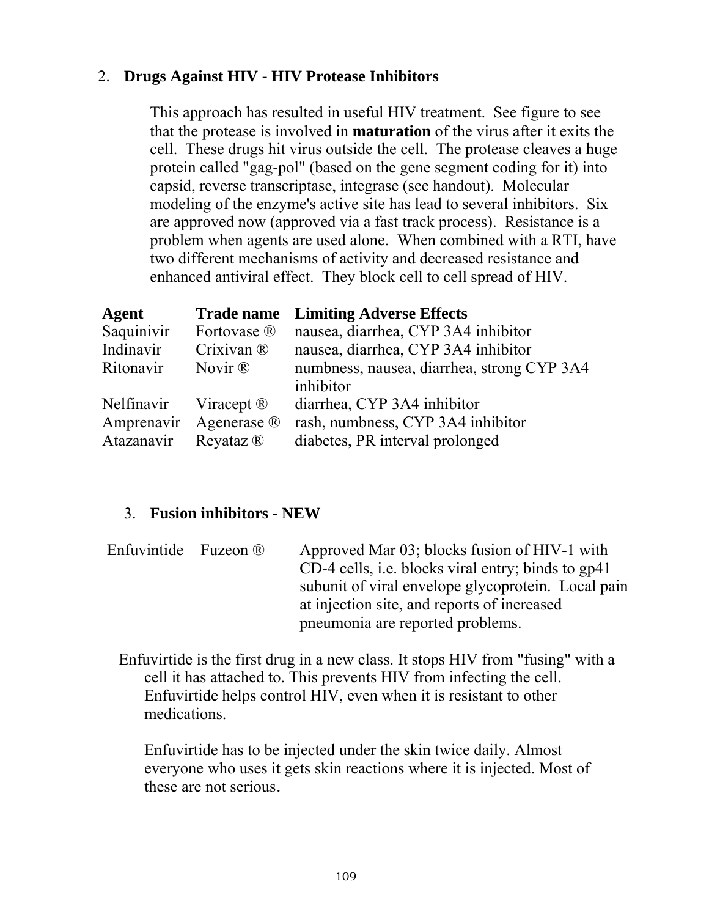2. **Drugs Against HIV - HIV Protease Inhibitors**

This approach has resulted in useful HIV treatment. See figure to see that the protease is involved in **maturation** of the virus after it exits the cell. These drugs hit virus outside the cell. The protease cleaves a huge protein called "gag-pol" (based on the gene segment coding for it) into capsid, reverse transcriptase, integrase (see handout). Molecular modeling of the enzyme's active site has lead to several inhibitors. Six are approved now (approved via a fast track process). Resistance is a problem when agents are used alone. When combined with a RTI, have two different mechanisms of activity and decreased resistance and enhanced antiviral effect. They block cell to cell spread of HIV.

| **Agent** | **Trade name** | **Limiting Adverse Effects** |
|---|---|---|
| Saquinivir | Fortovase ® | nausea, diarrhea, CYP 3A4 inhibitor |
| Indinavir | Crixivan ® | nausea, diarrhea, CYP 3A4 inhibitor |
| Ritonavir | Novir ® | numbness, nausea, diarrhea, strong CYP 3A4 inhibitor |
| Nelfinavir | Viracept ® | diarrhea, CYP 3A4 inhibitor |
| Amprenavir | Agenerase ® | rash, numbness, CYP 3A4 inhibitor |
| Atazanavir | Reyataz ® | diabetes, PR interval prolonged |

3. **Fusion inhibitors - NEW**

| | | |
|---|---|---|
| Enfuvintide | Fuzeon ® | Approved Mar 03; blocks fusion of HIV-1 with CD-4 cells, i.e. blocks viral entry; binds to gp41 subunit of viral envelope glycoprotein. Local pain at injection site, and reports of increased pneumonia are reported problems. |

Enfuvirtide is the first drug in a new class. It stops HIV from "fusing" with a cell it has attached to. This prevents HIV from infecting the cell. Enfuvirtide helps control HIV, even when it is resistant to other medications.

Enfuvirtide has to be injected under the skin twice daily. Almost everyone who uses it gets skin reactions where it is injected. Most of these are not serious.